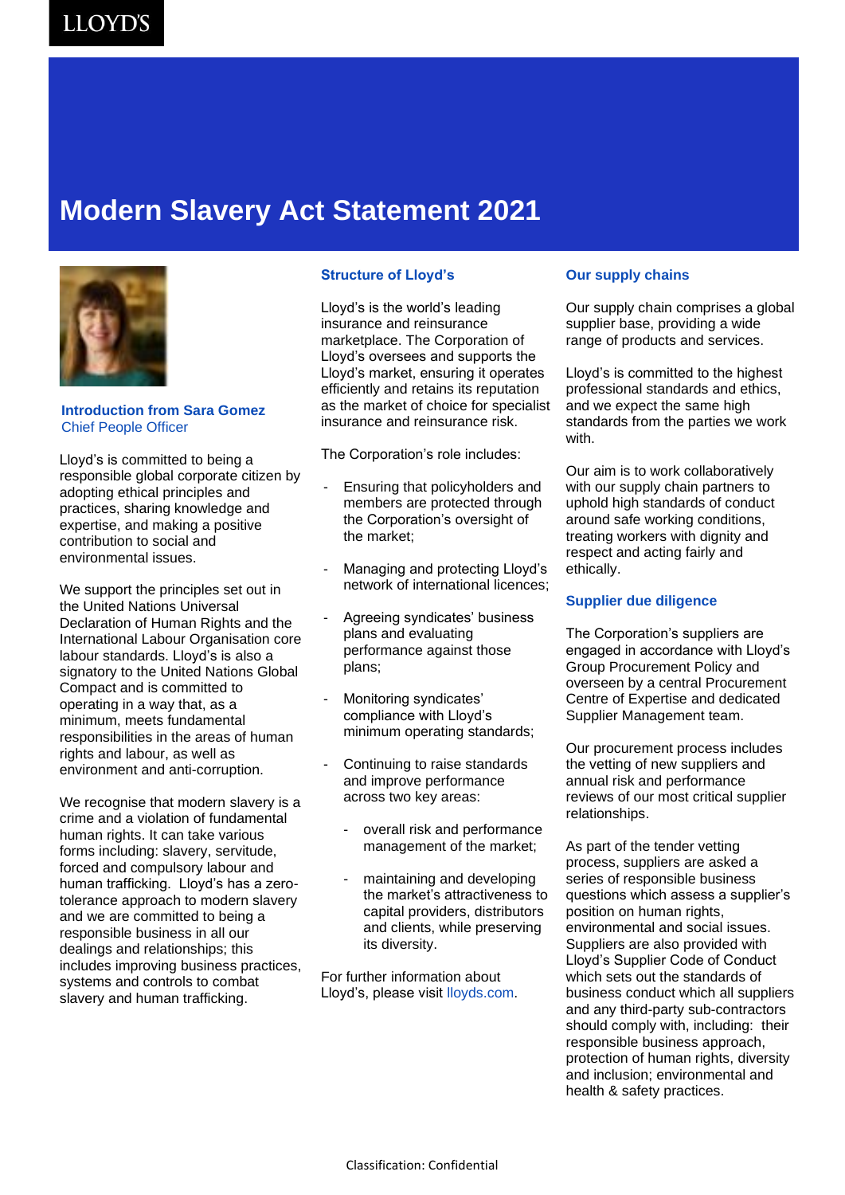LLOYD'S

# Modern Slavery Act Statement 2021

## Introduction from Sara Gomez

Chief People Officer

Lloyd's is committed to being a responsible global corporate citizen by adopting ethical principles and practices, sharing knowledge and expertise, and making a positive contribution to social and environmental issues.

We support the principles set out in the United Nations Universal Declaration of Human Rights and the International Labour Organisation core labour standards. Lloyd's is also a signatory to the United Nations Global Compact and is committed to operating in a way that, as a minimum, meets fundamental responsibilities in the areas of human rights and labour, as well as environment and anti-corruption.

We recognise that modern slavery is a crime and a violation of fundamental human rights. It can take various forms including: slavery, servitude, forced and compulsory labour and human trafficking. Lloyd's has a zero-tolerance approach to modern slavery and we are committed to being a responsible business in all our dealings and relationships; this includes improving business practices, systems and controls to combat slavery and human trafficking.

## Structure of Lloyd's

Lloyd's is the world's leading insurance and reinsurance marketplace. The Corporation of Lloyd's oversees and supports the Lloyd's market, ensuring it operates efficiently and retains its reputation as the market of choice for specialist insurance and reinsurance risk.

The Corporation's role includes:

- Ensuring that policyholders and members are protected through the Corporation's oversight of the market;
- Managing and protecting Lloyd's network of international licences;
- Agreeing syndicates' business plans and evaluating performance against those plans;
- Monitoring syndicates' compliance with Lloyd's minimum operating standards;
- Continuing to raise standards and improve performance across two key areas:
  - overall risk and performance management of the market;
  - maintaining and developing the market's attractiveness to capital providers, distributors and clients, while preserving its diversity.

For further information about Lloyd's, please visit lloyds.com.

## Our supply chains

Our supply chain comprises a global supplier base, providing a wide range of products and services.

Lloyd's is committed to the highest professional standards and ethics, and we expect the same high standards from the parties we work with.

Our aim is to work collaboratively with our supply chain partners to uphold high standards of conduct around safe working conditions, treating workers with dignity and respect and acting fairly and ethically.

## Supplier due diligence

The Corporation's suppliers are engaged in accordance with Lloyd's Group Procurement Policy and overseen by a central Procurement Centre of Expertise and dedicated Supplier Management team.

Our procurement process includes the vetting of new suppliers and annual risk and performance reviews of our most critical supplier relationships.

As part of the tender vetting process, suppliers are asked a series of responsible business questions which assess a supplier's position on human rights, environmental and social issues. Suppliers are also provided with Lloyd's Supplier Code of Conduct which sets out the standards of business conduct which all suppliers and any third-party sub-contractors should comply with, including: their responsible business approach, protection of human rights, diversity and inclusion; environmental and health & safety practices.

Classification: Confidential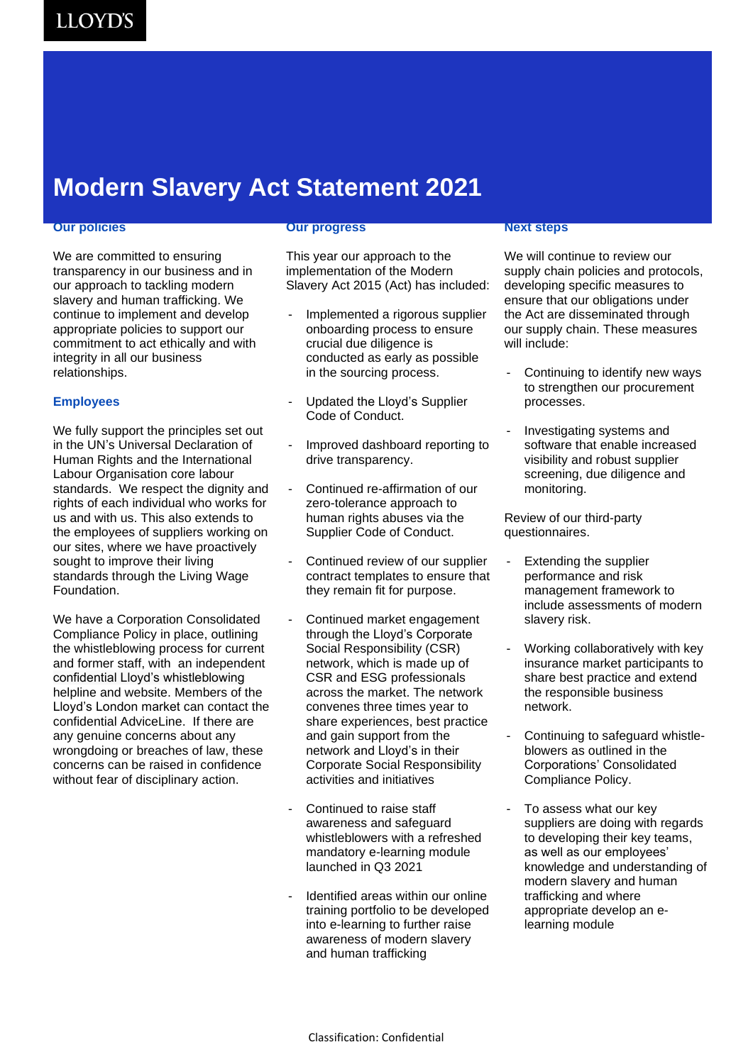# Modern Slavery Act Statement 2021

## Our policies

We are committed to ensuring transparency in our business and in our approach to tackling modern slavery and human trafficking. We continue to implement and develop appropriate policies to support our commitment to act ethically and with integrity in all our business relationships.

## Employees

We fully support the principles set out in the UN's Universal Declaration of Human Rights and the International Labour Organisation core labour standards. We respect the dignity and rights of each individual who works for us and with us. This also extends to the employees of suppliers working on our sites, where we have proactively sought to improve their living standards through the Living Wage Foundation.

We have a Corporation Consolidated Compliance Policy in place, outlining the whistleblowing process for current and former staff, with an independent confidential Lloyd's whistleblowing helpline and website. Members of the Lloyd's London market can contact the confidential AdviceLine. If there are any genuine concerns about any wrongdoing or breaches of law, these concerns can be raised in confidence without fear of disciplinary action.

## Our progress

This year our approach to the implementation of the Modern Slavery Act 2015 (Act) has included:

- Implemented a rigorous supplier onboarding process to ensure crucial due diligence is conducted as early as possible in the sourcing process.
- Updated the Lloyd's Supplier Code of Conduct.
- Improved dashboard reporting to drive transparency.
- Continued re-affirmation of our zero-tolerance approach to human rights abuses via the Supplier Code of Conduct.
- Continued review of our supplier contract templates to ensure that they remain fit for purpose.
- Continued market engagement through the Lloyd's Corporate Social Responsibility (CSR) network, which is made up of CSR and ESG professionals across the market. The network convenes three times year to share experiences, best practice and gain support from the network and Lloyd's in their Corporate Social Responsibility activities and initiatives
- Continued to raise staff awareness and safeguard whistleblowers with a refreshed mandatory e-learning module launched in Q3 2021
- Identified areas within our online training portfolio to be developed into e-learning to further raise awareness of modern slavery and human trafficking

## Next steps

We will continue to review our supply chain policies and protocols, developing specific measures to ensure that our obligations under the Act are disseminated through our supply chain. These measures will include:

- Continuing to identify new ways to strengthen our procurement processes.
- Investigating systems and software that enable increased visibility and robust supplier screening, due diligence and monitoring.

Review of our third-party questionnaires.

- Extending the supplier performance and risk management framework to include assessments of modern slavery risk.
- Working collaboratively with key insurance market participants to share best practice and extend the responsible business network.
- Continuing to safeguard whistle-blowers as outlined in the Corporations' Consolidated Compliance Policy.
- To assess what our key suppliers are doing with regards to developing their key teams, as well as our employees' knowledge and understanding of modern slavery and human trafficking and where appropriate develop an e-learning module

Classification: Confidential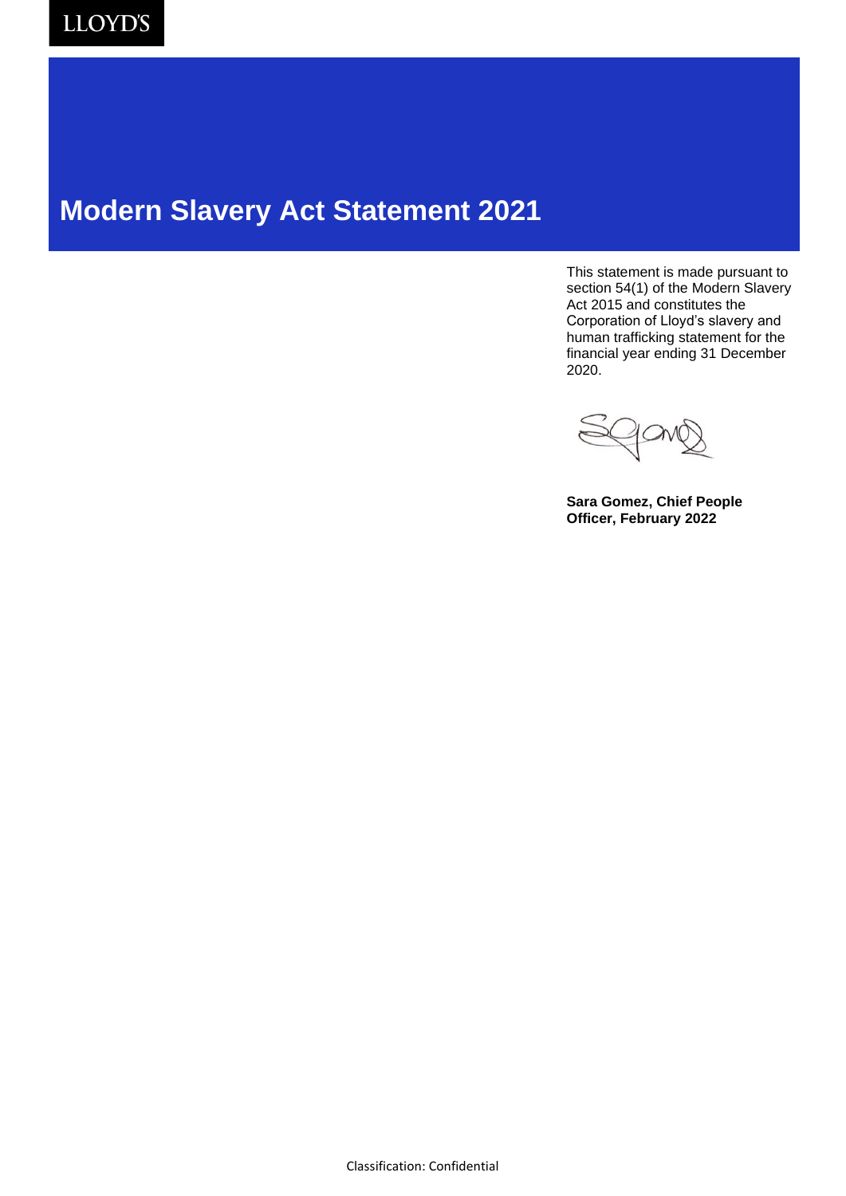LLOYD'S

# Modern Slavery Act Statement 2021

This statement is made pursuant to section 54(1) of the Modern Slavery Act 2015 and constitutes the Corporation of Lloyd's slavery and human trafficking statement for the financial year ending 31 December 2020.

**Sara Gomez, Chief People Officer, February 2022**

Classification: Confidential